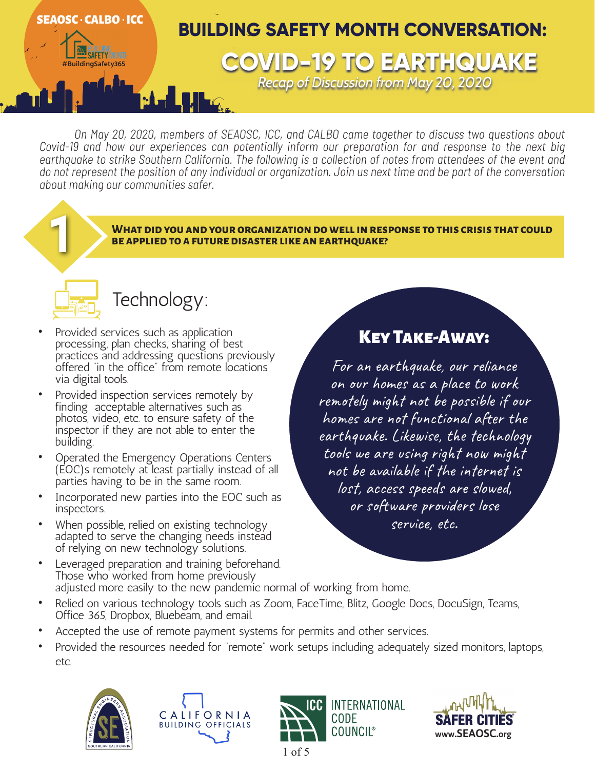SEAOSC · CALBO · ICC

#BuildingSafety365

# BUILDING SAFETY MONTH CONVERSATION: COVID-19 TO EARTHQUAKE

*Recap of Discussion from May 20, 2020*

*On May 20, 2020, members of SEAOSC, ICC, and CALBO came together to discuss two questions about Covid-19 and how our experiences can potentially inform our preparation for and response to the next big earthquake to strike Southern California. The following is a collection of notes from attendees of the event and do not represent the position of any individual or organization. Join us next time and be part of the conversation about making our communities safer.*

## 1 WHAT DID YOU AND YOUR ORGANIZATION DO WELL IN RESPONSE TO THIS CRISIS THAT COULD BE APPLIED TO A FUTURE DISASTER LIKE AN EARTHQUAKE?

### Technology:

- Provided services such as application processing, plan checks, sharing of best practices and addressing questions previously offered "in the office" from remote locations via digital tools.
- Provided inspection services remotely by finding acceptable alternatives such as photos, video, etc. to ensure safety of the inspector if they are not able to enter the building.
- Operated the Emergency Operations Centers (EOC)s remotely at least partially instead of all parties having to be in the same room.
- Incorporated new parties into the EOC such as inspectors.
- When possible, relied on existing technology adapted to serve the changing needs instead of relying on new technology solutions.
- Leveraged preparation and training beforehand. Those who worked from home previously adjusted more easily to the new pandemic normal of working from home.
- Relied on various technology tools such as Zoom, FaceTime, Blitz, Google Docs, DocuSign, Teams, Office 365, Dropbox, Bluebeam, and email.
- Accepted the use of remote payment systems for permits and other services.
- Provided the resources needed for "remote" work setups including adequately sized monitors, laptops, etc.

**KEY TAKE-AWAY:**

*For an earthquake, our reliance on our homes as a place to work remotely might not be possible if our homes are not functional after the earthquake. Likewise, the technology tools we are using right now might not be available if the internet is lost, access speeds are slowed, or software providers lose service, etc.*

CALIFORNIA BUILDING OFFICIALS

ICC INTERNATIONAL CODE COUNCIL®

SAFER CITIES www.SEAOSC.org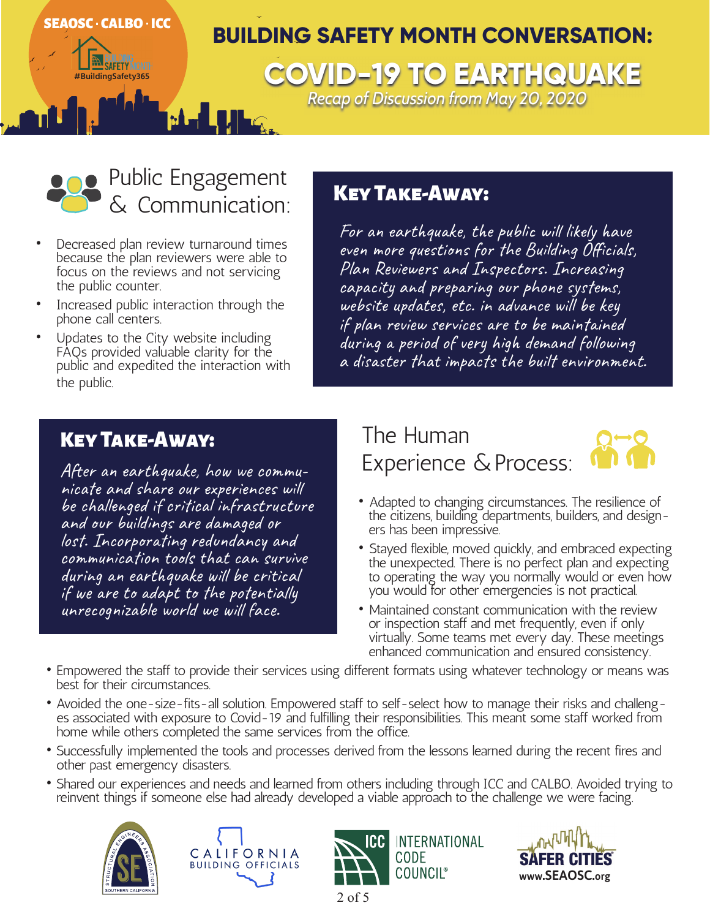SEAOSC · CALBO · ICC

#BuildingSafety365

# BUILDING SAFETY MONTH CONVERSATION: COVID-19 TO EARTHQUAKE

*Recap of Discussion from May 20, 2020*

## Public Engagement & Communication:

- Decreased plan review turnaround times because the plan reviewers were able to focus on the reviews and not servicing the public counter.
- Increased public interaction through the phone call centers.
- Updates to the City website including FAQs provided valuable clarity for the public and expedited the interaction with the public.

### KEY TAKE-AWAY:

*For an earthquake, the public will likely have even more questions for the Building Officials, Plan Reviewers and Inspectors. Increasing capacity and preparing our phone systems, website updates, etc. in advance will be key if plan review services are to be maintained during a period of very high demand following a disaster that impacts the built environment.*

### KEY TAKE-AWAY:

*After an earthquake, how we communicate and share our experiences will be challenged if critical infrastructure and our buildings are damaged or lost. Incorporating redundancy and communication tools that can survive during an earthquake will be critical if we are to adapt to the potentially unrecognizable world we will face.*

## The Human Experience & Process:

- Adapted to changing circumstances. The resilience of the citizens, building departments, builders, and designers has been impressive.
- Stayed flexible, moved quickly, and embraced expecting the unexpected. There is no perfect plan and expecting to operating the way you normally would or even how you would for other emergencies is not practical.
- Maintained constant communication with the review or inspection staff and met frequently, even if only virtually. Some teams met every day. These meetings enhanced communication and ensured consistency.
- Empowered the staff to provide their services using different formats using whatever technology or means was best for their circumstances.
- Avoided the one-size-fits-all solution. Empowered staff to self-select how to manage their risks and challenges associated with exposure to Covid-19 and fulfilling their responsibilities. This meant some staff worked from home while others completed the same services from the office.
- Successfully implemented the tools and processes derived from the lessons learned during the recent fires and other past emergency disasters.
- Shared our experiences and needs and learned from others including through ICC and CALBO. Avoided trying to reinvent things if someone else had already developed a viable approach to the challenge we were facing.

STRUCTURAL ENGINEERS ASSOCIATION SOUTHERN CALIFORNIA · CALIFORNIA BUILDING OFFICIALS · ICC INTERNATIONAL CODE COUNCIL® · SAFER CITIES www.SEAOSC.org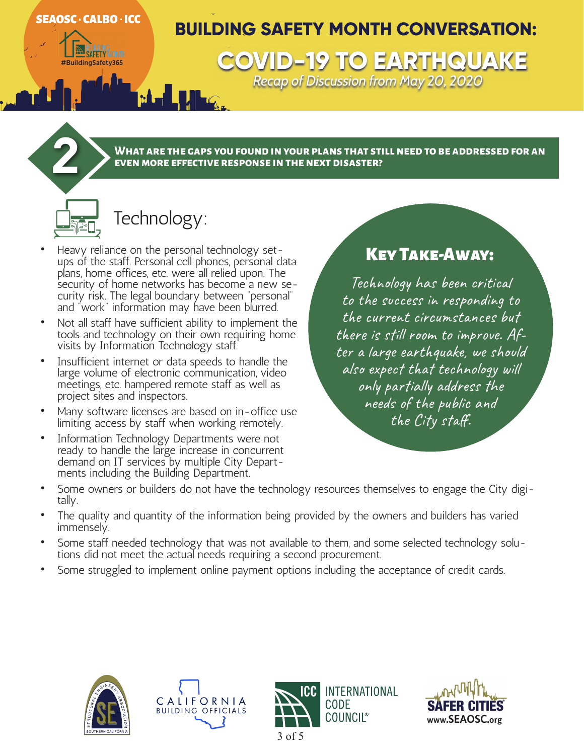SEAOSC · CALBO · ICC

# BUILDING SAFETY MONTH CONVERSATION:

# COVID-19 TO EARTHQUAKE

*Recap of Discussion from May 20, 2020*

## 2 What are the gaps you found in your plans that still need to be addressed for an even more effective response in the next disaster?

### Technology:

- Heavy reliance on the personal technology set-ups of the staff. Personal cell phones, personal data plans, home offices, etc. were all relied upon. The security of home networks has become a new security risk. The legal boundary between "personal" and "work" information may have been blurred.
- Not all staff have sufficient ability to implement the tools and technology on their own requiring home visits by Information Technology staff.
- Insufficient internet or data speeds to handle the large volume of electronic communication, video meetings, etc. hampered remote staff as well as project sites and inspectors.
- Many software licenses are based on in-office use limiting access by staff when working remotely.
- Information Technology Departments were not ready to handle the large increase in concurrent demand on IT services by multiple City Departments including the Building Department.
- Some owners or builders do not have the technology resources themselves to engage the City digitally.
- The quality and quantity of the information being provided by the owners and builders has varied immensely.
- Some staff needed technology that was not available to them, and some selected technology solutions did not meet the actual needs requiring a second procurement.
- Some struggled to implement online payment options including the acceptance of credit cards.

### Key Take-Away:

*Technology has been critical to the success in responding to the current circumstances but there is still room to improve. After a large earthquake, we should also expect that technology will only partially address the needs of the public and the City staff.*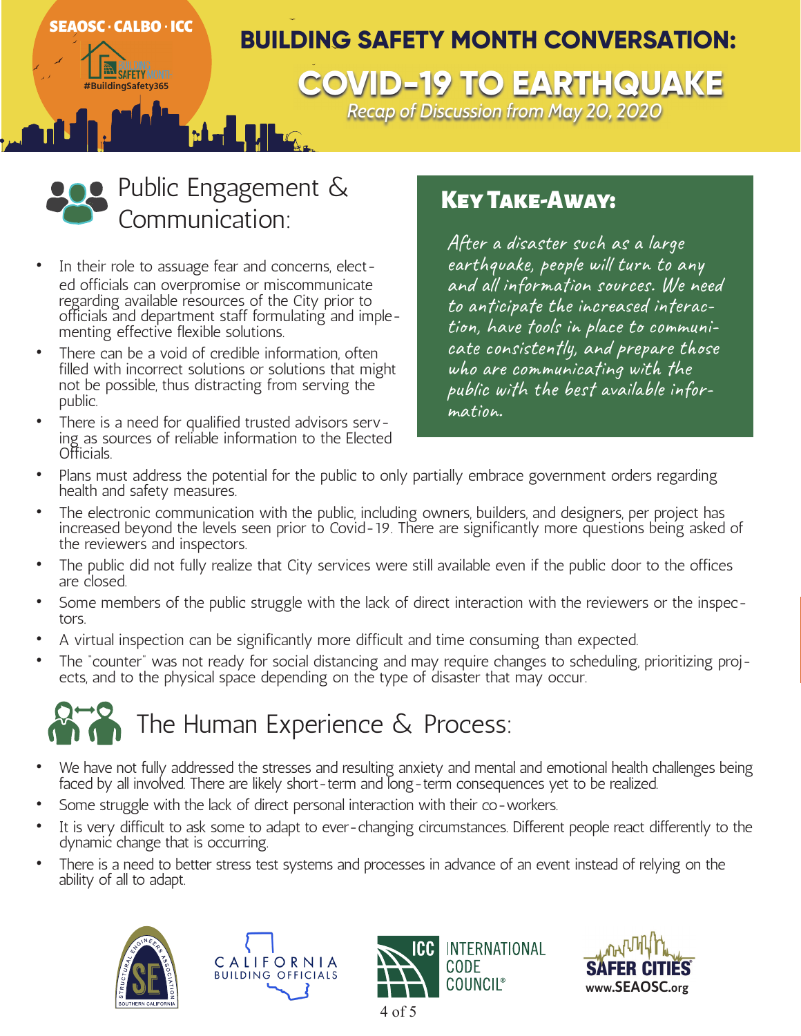SEAOSC · CALBO · ICC

#BuildingSafety365

# BUILDING SAFETY MONTH CONVERSATION: COVID-19 TO EARTHQUAKE

*Recap of Discussion from May 20, 2020*

## Public Engagement & Communication:

### Key Take-Away:

*After a disaster such as a large earthquake, people will turn to any and all information sources. We need to anticipate the increased interaction, have tools in place to communicate consistently, and prepare those who are communicating with the public with the best available information.*

- In their role to assuage fear and concerns, elected officials can overpromise or miscommunicate regarding available resources of the City prior to officials and department staff formulating and implementing effective flexible solutions.
- There can be a void of credible information, often filled with incorrect solutions or solutions that might not be possible, thus distracting from serving the public.
- There is a need for qualified trusted advisors serving as sources of reliable information to the Elected Officials.
- Plans must address the potential for the public to only partially embrace government orders regarding health and safety measures.
- The electronic communication with the public, including owners, builders, and designers, per project has increased beyond the levels seen prior to Covid-19. There are significantly more questions being asked of the reviewers and inspectors.
- The public did not fully realize that City services were still available even if the public door to the offices are closed.
- Some members of the public struggle with the lack of direct interaction with the reviewers or the inspectors.
- A virtual inspection can be significantly more difficult and time consuming than expected.
- The "counter" was not ready for social distancing and may require changes to scheduling, prioritizing projects, and to the physical space depending on the type of disaster that may occur.

## The Human Experience & Process:

- We have not fully addressed the stresses and resulting anxiety and mental and emotional health challenges being faced by all involved. There are likely short-term and long-term consequences yet to be realized.
- Some struggle with the lack of direct personal interaction with their co-workers.
- It is very difficult to ask some to adapt to ever-changing circumstances. Different people react differently to the dynamic change that is occurring.
- There is a need to better stress test systems and processes in advance of an event instead of relying on the ability of all to adapt.

STRUCTURAL ENGINEERS ASSOCIATION SOUTHERN CALIFORNIA · CALIFORNIA BUILDING OFFICIALS · ICC INTERNATIONAL CODE COUNCIL® · SAFER CITIES www.SEAOSC.org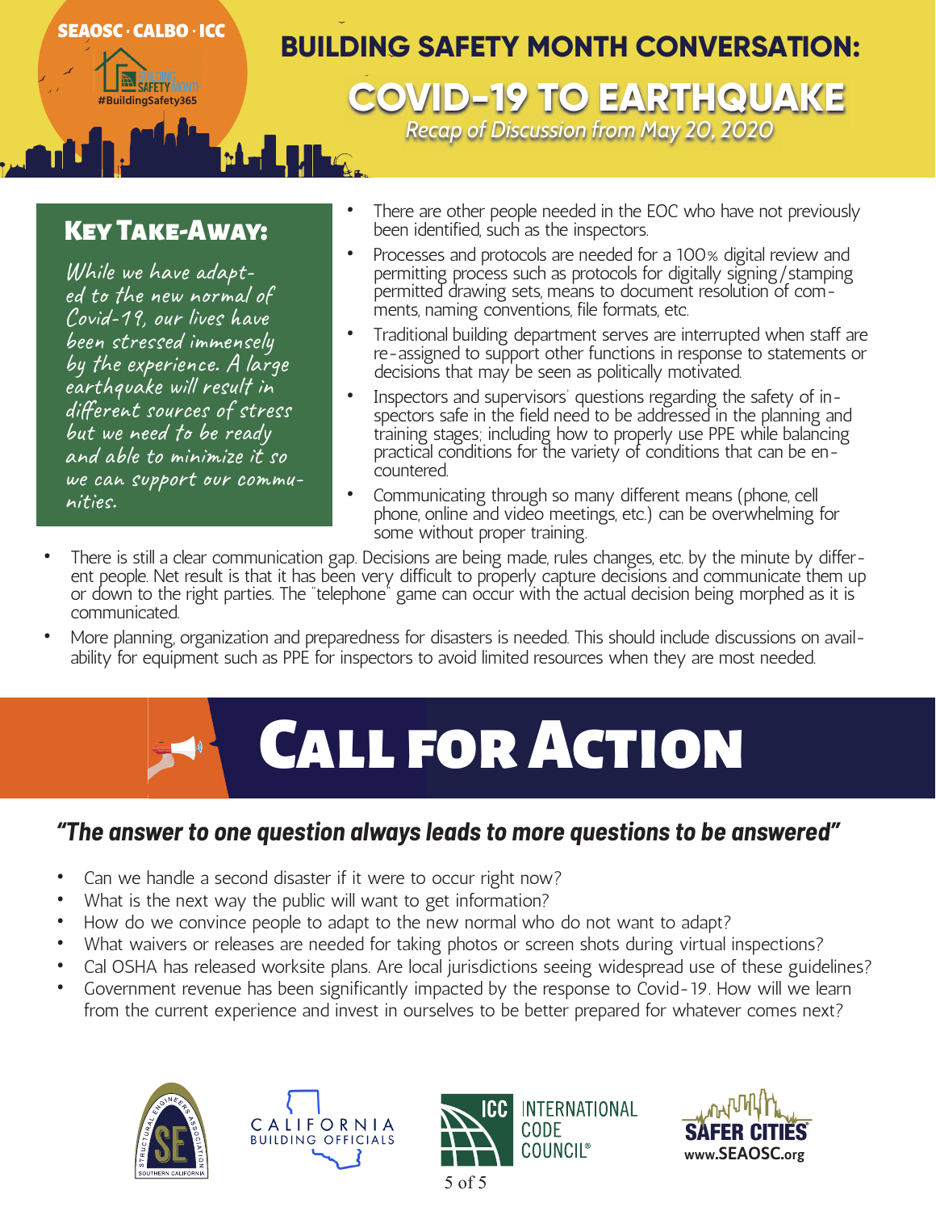SEAOSC · CALBO · ICC

#BuildingSafety365

# BUILDING SAFETY MONTH CONVERSATION:

# COVID-19 TO EARTHQUAKE

*Recap of Discussion from May 20, 2020*

## Key Take-Away:

*While we have adapted to the new normal of Covid-19, our lives have been stressed immensely by the experience. A large earthquake will result in different sources of stress but we need to be ready and able to minimize it so we can support our communities.*

- There are other people needed in the EOC who have not previously been identified, such as the inspectors.
- Processes and protocols are needed for a 100% digital review and permitting process such as protocols for digitally signing/stamping permitted drawing sets, means to document resolution of comments, naming conventions, file formats, etc.
- Traditional building department serves are interrupted when staff are re-assigned to support other functions in response to statements or decisions that may be seen as politically motivated.
- Inspectors and supervisors' questions regarding the safety of inspectors safe in the field need to be addressed in the planning and training stages; including how to properly use PPE while balancing practical conditions for the variety of conditions that can be encountered.
- Communicating through so many different means (phone, cell phone, online and video meetings, etc.) can be overwhelming for some without proper training.
- There is still a clear communication gap. Decisions are being made, rules changes, etc. by the minute by different people. Net result is that it has been very difficult to properly capture decisions and communicate them up or down to the right parties. The "telephone" game can occur with the actual decision being morphed as it is communicated.
- More planning, organization and preparedness for disasters is needed. This should include discussions on availability for equipment such as PPE for inspectors to avoid limited resources when they are most needed.

# Call for Action

### *"The answer to one question always leads to more questions to be answered"*

- Can we handle a second disaster if it were to occur right now?
- What is the next way the public will want to get information?
- How do we convince people to adapt to the new normal who do not want to adapt?
- What waivers or releases are needed for taking photos or screen shots during virtual inspections?
- Cal OSHA has released worksite plans. Are local jurisdictions seeing widespread use of these guidelines?
- Government revenue has been significantly impacted by the response to Covid-19. How will we learn from the current experience and invest in ourselves to be better prepared for whatever comes next?

Structural Engineers Association Southern California · California Building Officials · ICC International Code Council® · Safer Cities www.SEAOSC.org